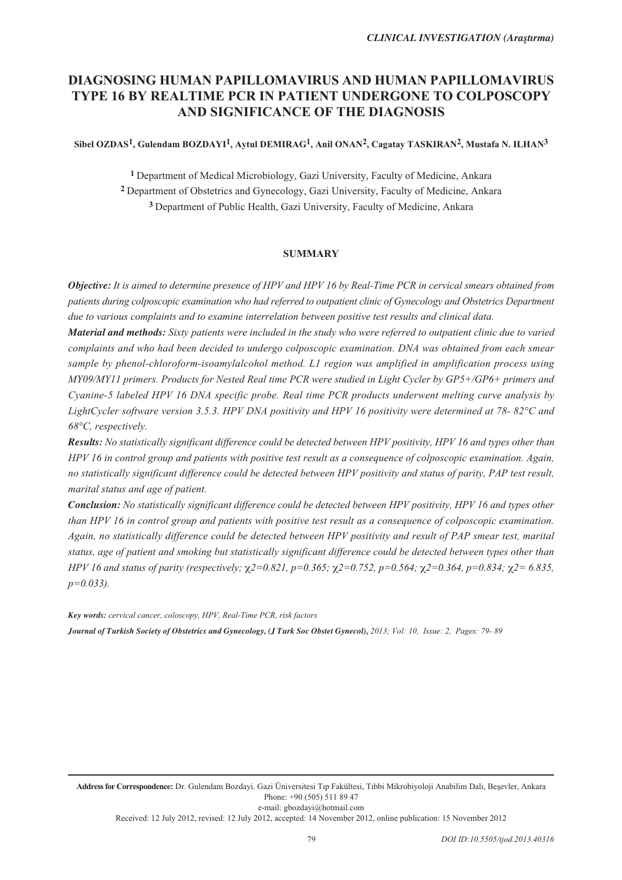*CLINICAL INVESTIGATION (Araştırma)*

# DIAGNOSING HUMAN PAPILLOMAVIRUS AND HUMAN PAPILLOMAVIRUS TYPE 16 BY REALTIME PCR IN PATIENT UNDERGONE TO COLPOSCOPY AND SIGNIFICANCE OF THE DIAGNOSIS

**Sibel OZDAS[1], Gulendam BOZDAYI[1], Aytul DEMIRAG[1], Anil ONAN[2], Cagatay TASKIRAN[2], Mustafa N. ILHAN[3]**

[1] Department of Medical Microbiology, Gazi University, Faculty of Medicine, Ankara
[2] Department of Obstetrics and Gynecology, Gazi University, Faculty of Medicine, Ankara
[3] Department of Public Health, Gazi University, Faculty of Medicine, Ankara

## SUMMARY

***Objective:*** *It is aimed to determine presence of HPV and HPV 16 by Real-Time PCR in cervical smears obtained from patients during colposcopic examination who had referred to outpatient clinic of Gynecology and Obstetrics Department due to various complaints and to examine interrelation between positive test results and clinical data.*

***Material and methods:*** *Sixty patients were included in the study who were referred to outpatient clinic due to varied complaints and who had been decided to undergo colposcopic examination. DNA was obtained from each smear sample by phenol-chloroform-isoamylalcohol method. L1 region was amplified in amplification process using MY09/MY11 primers. Products for Nested Real time PCR were studied in Light Cycler by GP5+/GP6+ primers and Cyanine-5 labeled HPV 16 DNA specific probe. Real time PCR products underwent melting curve analysis by LightCycler software version 3.5.3. HPV DNA positivity and HPV 16 positivity were determined at 78- 82°C and 68°C, respectively.*

***Results:*** *No statistically significant difference could be detected between HPV positivity, HPV 16 and types other than HPV 16 in control group and patients with positive test result as a consequence of colposcopic examination. Again, no statistically significant difference could be detected between HPV positivity and status of parity, PAP test result, marital status and age of patient.*

***Conclusion:*** *No statistically significant difference could be detected between HPV positivity, HPV 16 and types other than HPV 16 in control group and patients with positive test result as a consequence of colposcopic examination. Again, no statistically difference could be detected between HPV positivity and result of PAP smear test, marital status, age of patient and smoking but statistically significant difference could be detected between types other than HPV 16 and status of parity (respectively; $\chi^2=0.821$, $p=0.365$; $\chi^2=0.752$, $p=0.564$; $\chi^2=0.364$, $p=0.834$; $\chi^2= 6.835$, $p=0.033$).*

***Key words:*** *cervical cancer, coloscopy, HPV, Real-Time PCR, risk factors*

***Journal of Turkish Society of Obstetrics and Gynecology, (J Turk Soc Obstet Gynecol),*** *2013; Vol: 10, Issue: 2, Pages: 79- 89*

**Address for Correspondence:** Dr. Gulendam Bozdayi. Gazi Üniversitesi Tıp Fakültesi, Tıbbi Mikrobiyoloji Anabilim Dalı, Beşevler, Ankara
Phone: +90 (505) 511 89 47
e-mail: gbozdayi@hotmail.com

Received: 12 July 2012, revised: 12 July 2012, accepted: 14 November 2012, online publication: 15 November 2012

*DOI ID:10.5505/tjod.2013.40316*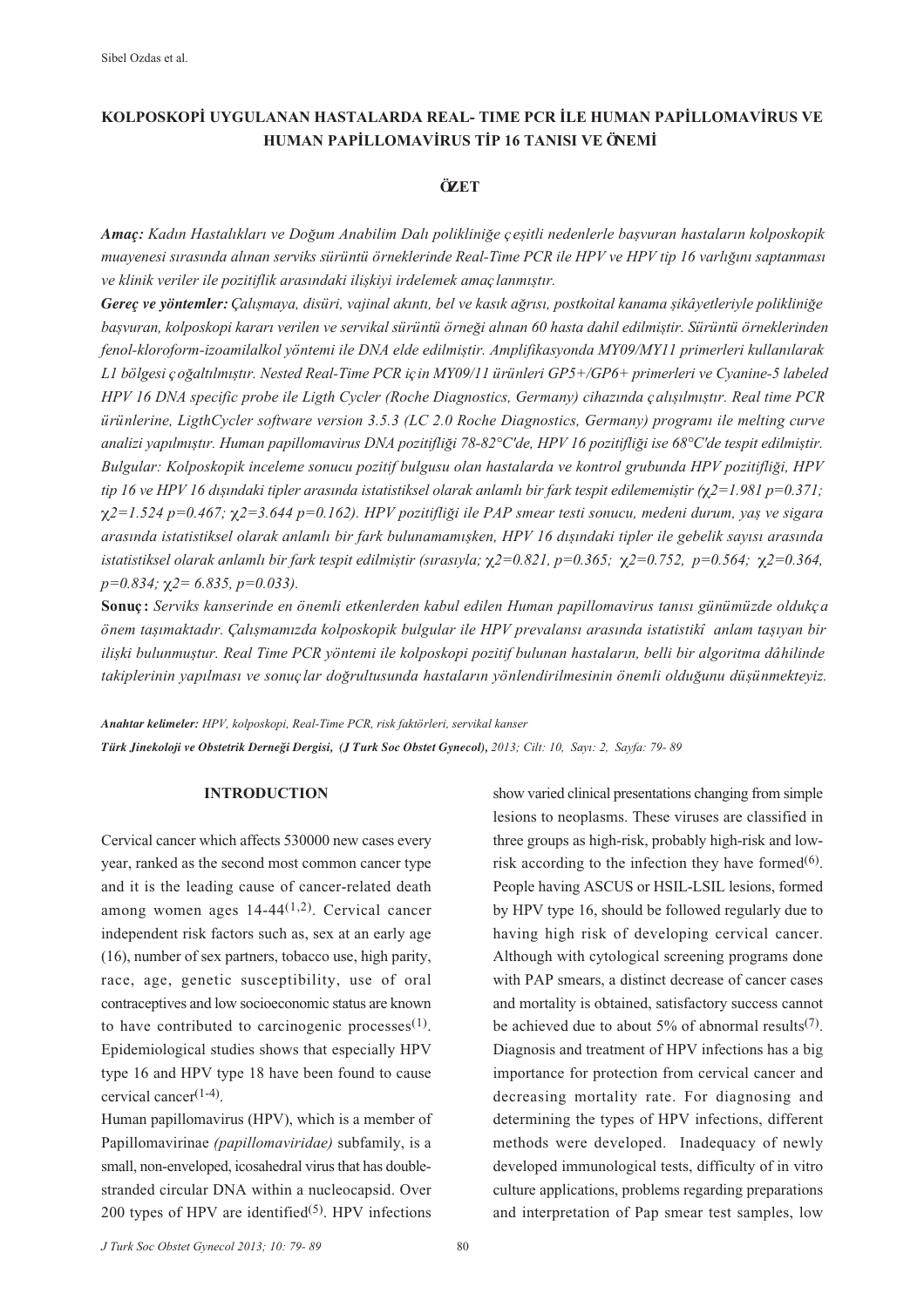## KOLPOSKOPİ UYGULANAN HASTALARDA REAL- TIME PCR İLE HUMAN PAPİLLOMAVİRUS VE HUMAN PAPİLLOMAVİRUS TİP 16 TANISI VE ÖNEMİ

### ÖZET

***Amaç:*** *Kadın Hastalıkları ve Doğum Anabilim Dalı polikliniğe çeşitli nedenlerle başvuran hastaların kolposkopik muayenesi sırasında alınan serviks sürüntü örneklerinde Real-Time PCR ile HPV ve HPV tip 16 varlığını saptanması ve klinik veriler ile pozitiflik arasındaki ilişkiyi irdelemek amaçlanmıştır.*

***Gereç ve yöntemler:*** *Çalışmaya, disüri, vajinal akıntı, bel ve kasık ağrısı, postkoital kanama şikâyetleriyle polikliniğe başvuran, kolposkopi kararı verilen ve servikal sürüntü örneği alınan 60 hasta dahil edilmiştir. Sürüntü örneklerinden fenol-kloroform-izoamilalkol yöntemi ile DNA elde edilmiştir. Amplifikasyonda MY09/MY11 primerleri kullanılarak L1 bölgesi çoğaltılmıştır. Nested Real-Time PCR için MY09/11 ürünleri GP5+/GP6+ primerleri ve Cyanine-5 labeled HPV 16 DNA specific probe ile Ligth Cycler (Roche Diagnostics, Germany) cihazında çalışılmıştır. Real time PCR ürünlerine, LigthCycler software version 3.5.3 (LC 2.0 Roche Diagnostics, Germany) programı ile melting curve analizi yapılmıştır. Human papillomavirus DNA pozitifliği 78-82°C'de, HPV 16 pozitifliği ise 68°C'de tespit edilmiştir. Bulgular: Kolposkopik inceleme sonucu pozitif bulgusu olan hastalarda ve kontrol grubunda HPV pozitifliği, HPV tip 16 ve HPV 16 dışındaki tipler arasında istatistiksel olarak anlamlı bir fark tespit edilememiştir ($\chi^2$=1.981 p=0.371; $\chi^2$=1.524 p=0.467; $\chi^2$=3.644 p=0.162). HPV pozitifliği ile PAP smear testi sonucu, medeni durum, yaş ve sigara arasında istatistiksel olarak anlamlı bir fark bulunamamışken, HPV 16 dışındaki tipler ile gebelik sayısı arasında istatistiksel olarak anlamlı bir fark tespit edilmiştir (sırasıyla; $\chi^2$=0.821, p=0.365; $\chi^2$=0.752, p=0.564; $\chi^2$=0.364, p=0.834; $\chi^2$= 6.835, p=0.033).*

**Sonuç:** *Serviks kanserinde en önemli etkenlerden kabul edilen Human papillomavirus tanısı günümüzde oldukça önem taşımaktadır. Çalışmamızda kolposkopik bulgular ile HPV prevalansı arasında istatistikî anlam taşıyan bir ilişki bulunmuştur. Real Time PCR yöntemi ile kolposkopi pozitif bulunan hastaların, belli bir algoritma dâhilinde takiplerinin yapılması ve sonuçlar doğrultusunda hastaların yönlendirilmesinin önemli olduğunu düşünmekteyiz.*

***Anahtar kelimeler:*** *HPV, kolposkopi, Real-Time PCR, risk faktörleri, servikal kanser*

***Türk Jinekoloji ve Obstetrik Derneği Dergisi, (J Turk Soc Obstet Gynecol),*** *2013; Cilt: 10, Sayı: 2, Sayfa: 79- 89*

## INTRODUCTION

Cervical cancer which affects 530000 new cases every year, ranked as the second most common cancer type and it is the leading cause of cancer-related death among women ages 14-44[1,2]. Cervical cancer independent risk factors such as, sex at an early age (16), number of sex partners, tobacco use, high parity, race, age, genetic susceptibility, use of oral contraceptives and low socioeconomic status are known to have contributed to carcinogenic processes[1]. Epidemiological studies shows that especially HPV type 16 and HPV type 18 have been found to cause cervical cancer[1-4].

Human papillomavirus (HPV), which is a member of Papillomavirinae *(papillomaviridae)* subfamily, is a small, non-enveloped, icosahedral virus that has double-stranded circular DNA within a nucleocapsid. Over 200 types of HPV are identified[5]. HPV infections show varied clinical presentations changing from simple lesions to neoplasms. These viruses are classified in three groups as high-risk, probably high-risk and low-risk according to the infection they have formed[6]. People having ASCUS or HSIL-LSIL lesions, formed by HPV type 16, should be followed regularly due to having high risk of developing cervical cancer. Although with cytological screening programs done with PAP smears, a distinct decrease of cancer cases and mortality is obtained, satisfactory success cannot be achieved due to about 5% of abnormal results[7]. Diagnosis and treatment of HPV infections has a big importance for protection from cervical cancer and decreasing mortality rate. For diagnosing and determining the types of HPV infections, different methods were developed. Inadequacy of newly developed immunological tests, difficulty of in vitro culture applications, problems regarding preparations and interpretation of Pap smear test samples, low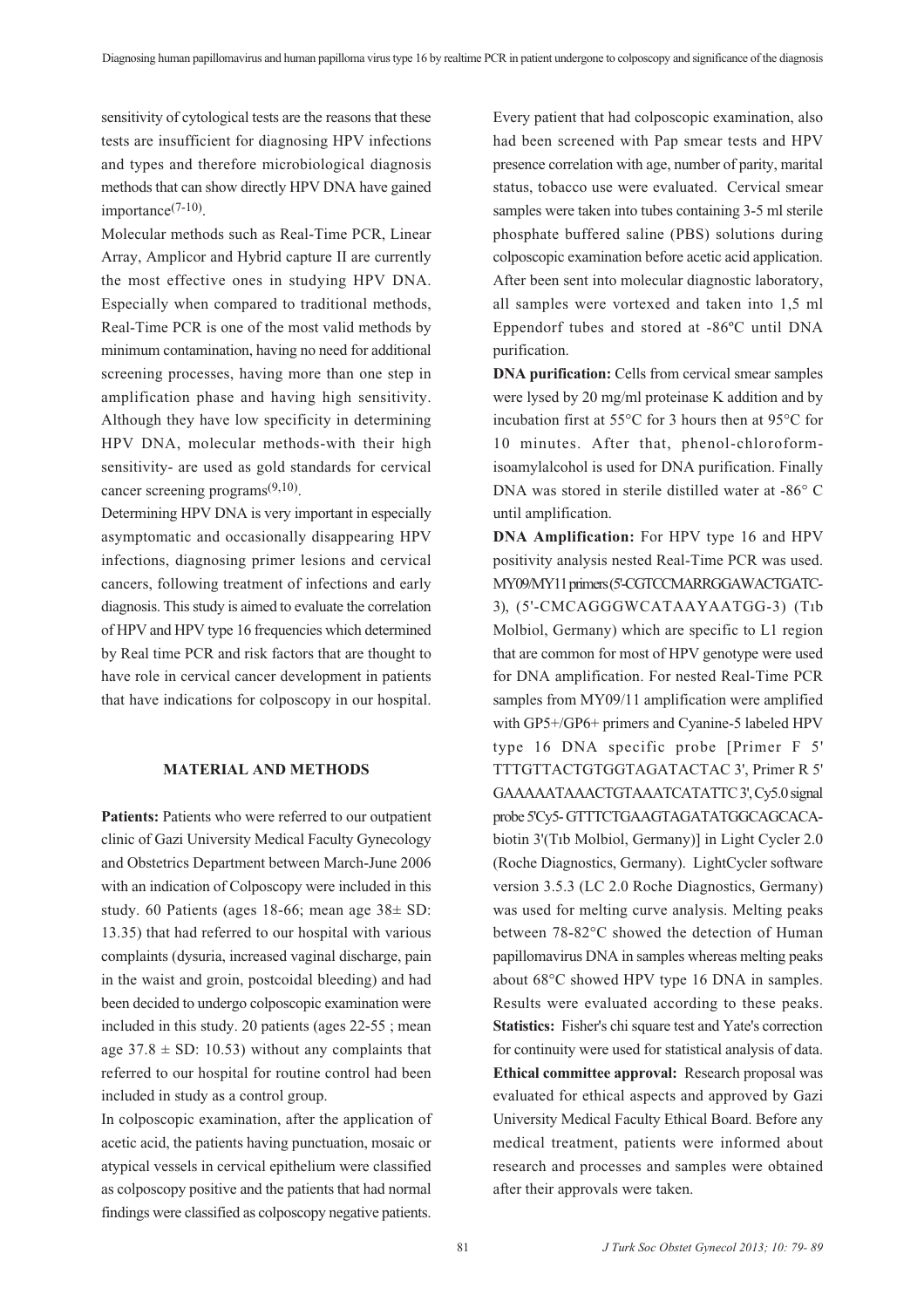sensitivity of cytological tests are the reasons that these tests are insufficient for diagnosing HPV infections and types and therefore microbiological diagnosis methods that can show directly HPV DNA have gained importance[7-10].

Molecular methods such as Real-Time PCR, Linear Array, Amplicor and Hybrid capture II are currently the most effective ones in studying HPV DNA. Especially when compared to traditional methods, Real-Time PCR is one of the most valid methods by minimum contamination, having no need for additional screening processes, having more than one step in amplification phase and having high sensitivity. Although they have low specificity in determining HPV DNA, molecular methods-with their high sensitivity- are used as gold standards for cervical cancer screening programs[9,10].

Determining HPV DNA is very important in especially asymptomatic and occasionally disappearing HPV infections, diagnosing primer lesions and cervical cancers, following treatment of infections and early diagnosis. This study is aimed to evaluate the correlation of HPV and HPV type 16 frequencies which determined by Real time PCR and risk factors that are thought to have role in cervical cancer development in patients that have indications for colposcopy in our hospital.

## MATERIAL AND METHODS

**Patients:** Patients who were referred to our outpatient clinic of Gazi University Medical Faculty Gynecology and Obstetrics Department between March-June 2006 with an indication of Colposcopy were included in this study. 60 Patients (ages 18-66; mean age 38± SD: 13.35) that had referred to our hospital with various complaints (dysuria, increased vaginal discharge, pain in the waist and groin, postcoidal bleeding) and had been decided to undergo colposcopic examination were included in this study. 20 patients (ages 22-55 ; mean age 37.8 ± SD: 10.53) without any complaints that referred to our hospital for routine control had been included in study as a control group.

In colposcopic examination, after the application of acetic acid, the patients having punctuation, mosaic or atypical vessels in cervical epithelium were classified as colposcopy positive and the patients that had normal findings were classified as colposcopy negative patients.

Every patient that had colposcopic examination, also had been screened with Pap smear tests and HPV presence correlation with age, number of parity, marital status, tobacco use were evaluated. Cervical smear samples were taken into tubes containing 3-5 ml sterile phosphate buffered saline (PBS) solutions during colposcopic examination before acetic acid application. After been sent into molecular diagnostic laboratory, all samples were vortexed and taken into 1,5 ml Eppendorf tubes and stored at -86ºC until DNA purification.

**DNA purification:** Cells from cervical smear samples were lysed by 20 mg/ml proteinase K addition and by incubation first at 55°C for 3 hours then at 95°C for 10 minutes. After that, phenol-chloroform-isoamylalcohol is used for DNA purification. Finally DNA was stored in sterile distilled water at -86° C until amplification.

**DNA Amplification:** For HPV type 16 and HPV positivity analysis nested Real-Time PCR was used. MY09/MY11 primers (5'-CGTCCMARRGGAWACTGATC-3), (5'-CMCAGGGWCATAAYAATGG-3) (Tıb Molbiol, Germany) which are specific to L1 region that are common for most of HPV genotype were used for DNA amplification. For nested Real-Time PCR samples from MY09/11 amplification were amplified with GP5+/GP6+ primers and Cyanine-5 labeled HPV type 16 DNA specific probe [Primer F 5' TTTGTTACTGTGGTAGATACTAC 3', Primer R 5' GAAAAATAAACTGTAAATCATATTC 3', Cy5.0 signal probe 5'Cy5- GTTTCTGAAGTAGATATGGCAGCACA-biotin 3'(Tıb Molbiol, Germany)] in Light Cycler 2.0 (Roche Diagnostics, Germany). LightCycler software version 3.5.3 (LC 2.0 Roche Diagnostics, Germany) was used for melting curve analysis. Melting peaks between 78-82°C showed the detection of Human papillomavirus DNA in samples whereas melting peaks about 68°C showed HPV type 16 DNA in samples. Results were evaluated according to these peaks.

**Statistics:** Fisher's chi square test and Yate's correction for continuity were used for statistical analysis of data.

**Ethical committee approval:** Research proposal was evaluated for ethical aspects and approved by Gazi University Medical Faculty Ethical Board. Before any medical treatment, patients were informed about research and processes and samples were obtained after their approvals were taken.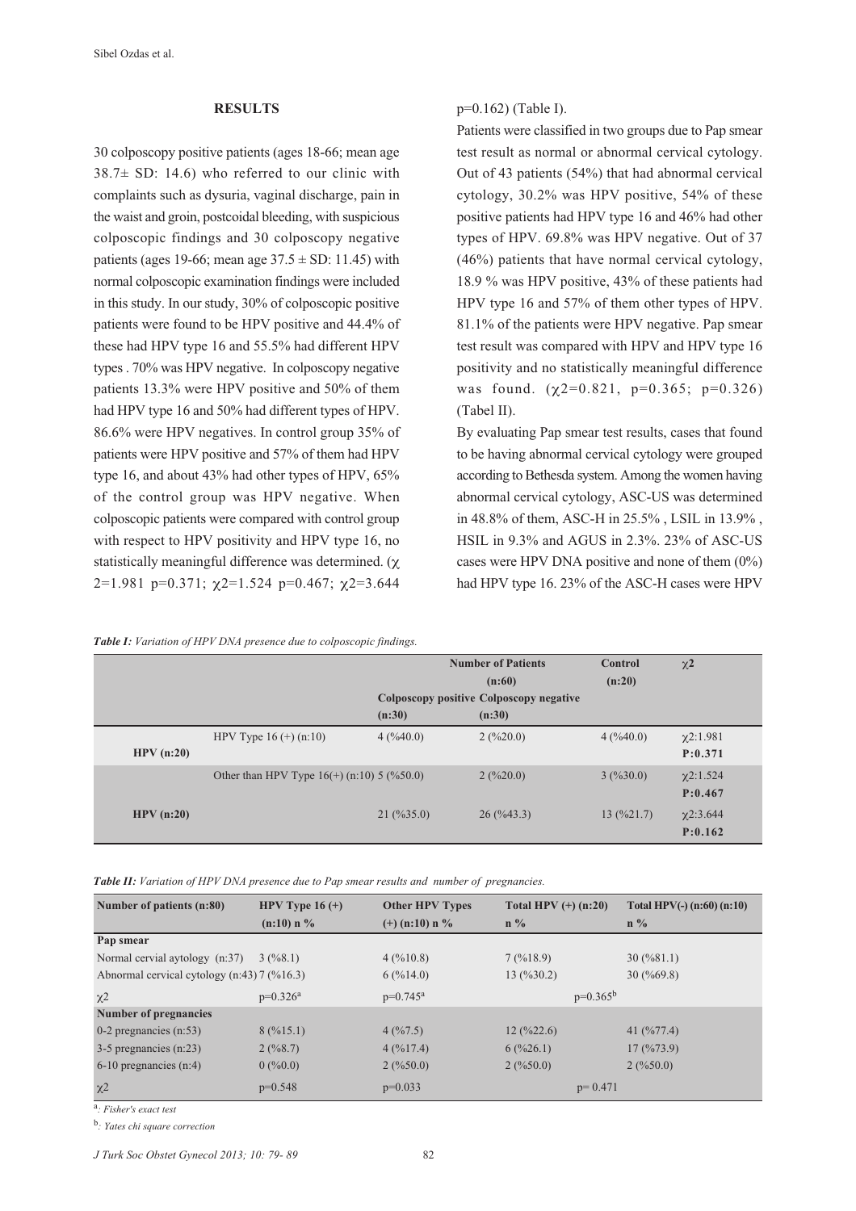## RESULTS

30 colposcopy positive patients (ages 18-66; mean age 38.7± SD: 14.6) who referred to our clinic with complaints such as dysuria, vaginal discharge, pain in the waist and groin, postcoidal bleeding, with suspicious colposcopic findings and 30 colposcopy negative patients (ages 19-66; mean age 37.5 ± SD: 11.45) with normal colposcopic examination findings were included in this study. In our study, 30% of colposcopic positive patients were found to be HPV positive and 44.4% of these had HPV type 16 and 55.5% had different HPV types . 70% was HPV negative. In colposcopy negative patients 13.3% were HPV positive and 50% of them had HPV type 16 and 50% had different types of HPV. 86.6% were HPV negatives. In control group 35% of patients were HPV positive and 57% of them had HPV type 16, and about 43% had other types of HPV, 65% of the control group was HPV negative. When colposcopic patients were compared with control group with respect to HPV positivity and HPV type 16, no statistically meaningful difference was determined. ($\chi^2$=1.981 p=0.371; $\chi^2$=1.524 p=0.467; $\chi^2$=3.644 p=0.162) (Table I).

Patients were classified in two groups due to Pap smear test result as normal or abnormal cervical cytology. Out of 43 patients (54%) that had abnormal cervical cytology, 30.2% was HPV positive, 54% of these positive patients had HPV type 16 and 46% had other types of HPV. 69.8% was HPV negative. Out of 37 (46%) patients that have normal cervical cytology, 18.9 % was HPV positive, 43% of these patients had HPV type 16 and 57% of them other types of HPV. 81.1% of the patients were HPV negative. Pap smear test result was compared with HPV and HPV type 16 positivity and no statistically meaningful difference was found. ($\chi^2$=0.821, p=0.365; p=0.326) (Tabel II).

By evaluating Pap smear test results, cases that found to be having abnormal cervical cytology were grouped according to Bethesda system. Among the women having abnormal cervical cytology, ASC-US was determined in 48.8% of them, ASC-H in 25.5% , LSIL in 13.9% , HSIL in 9.3% and AGUS in 2.3%. 23% of ASC-US cases were HPV DNA positive and none of them (0%) had HPV type 16. 23% of the ASC-H cases were HPV

*Table I: Variation of HPV DNA presence due to colposcopic findings.*

| | | Number of Patients (n:60) Colposcopy positive (n:30) | Colposcopy negative (n:30) | Control (n:20) | $\chi^2$ |
|---|---|---|---|---|---|
| HPV (n:20) | HPV Type 16 (+) (n:10) | 4 (%40.0) | 2 (%20.0) | 4 (%40.0) | $\chi^2$:1.981 P:0.371 |
| | Other than HPV Type 16(+) (n:10) | 5 (%50.0) | 2 (%20.0) | 3 (%30.0) | $\chi^2$:1.524 P:0.467 |
| HPV (n:20) | | 21 (%35.0) | 26 (%43.3) | 13 (%21.7) | $\chi^2$:3.644 P:0.162 |

*Table II: Variation of HPV DNA presence due to Pap smear results and number of pregnancies.*

| Number of patients (n:80) | HPV Type 16 (+) (n:10) n % | Other HPV Types (+) (n:10) n % | Total HPV (+) (n:20) n % | Total HPV(-) (n:60) (n:10) n % |
|---|---|---|---|---|
| **Pap smear** | | | | |
| Normal cervial aytology (n:37) | 3 (%8.1) | 4 (%10.8) | 7 (%18.9) | 30 (%81.1) |
| Abnormal cervical cytology (n:43) | 7 (%16.3) | 6 (%14.0) | 13 (%30.2) | 30 (%69.8) |
| $\chi^2$ | p=0.326[a] | p=0.745[a] | p=0.365[b] | |
| **Number of pregnancies** | | | | |
| 0-2 pregnancies (n:53) | 8 (%15.1) | 4 (%7.5) | 12 (%22.6) | 41 (%77.4) |
| 3-5 pregnancies (n:23) | 2 (%8.7) | 4 (%17.4) | 6 (%26.1) | 17 (%73.9) |
| 6-10 pregnancies (n:4) | 0 (%0.0) | 2 (%50.0) | 2 (%50.0) | 2 (%50.0) |
| $\chi^2$ | p=0.548 | p=0.033 | p= 0.471 | |

[a]: *Fisher's exact test*

[b]: *Yates chi square correction*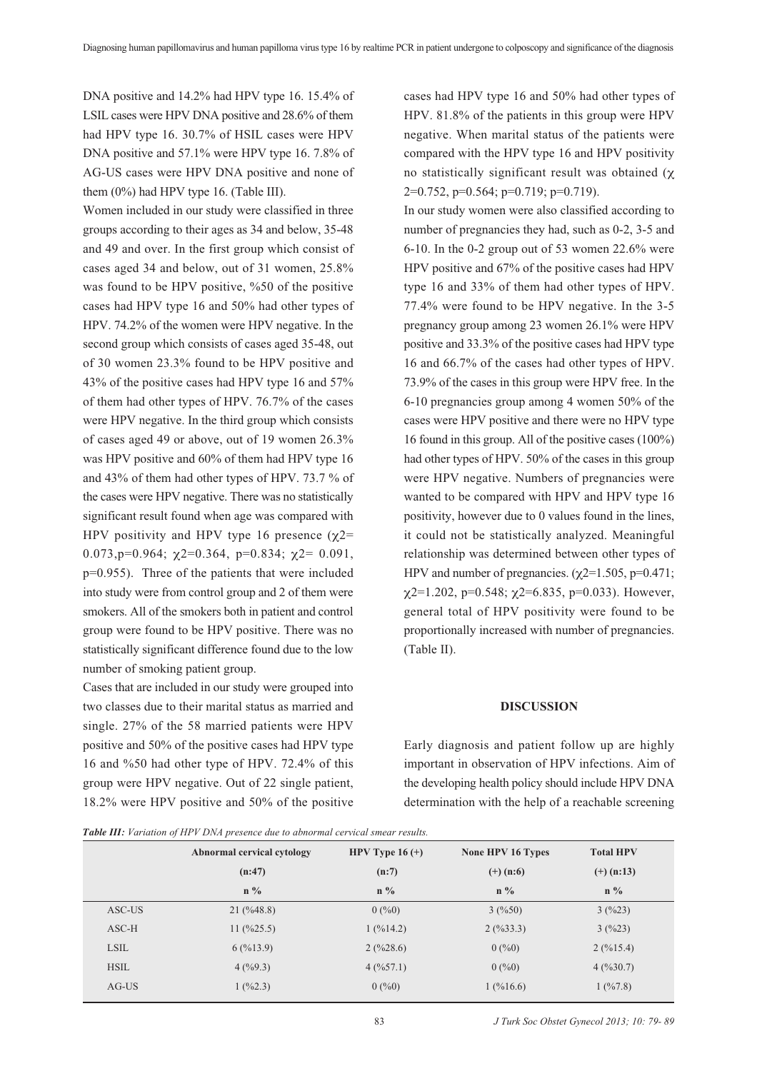DNA positive and 14.2% had HPV type 16. 15.4% of LSIL cases were HPV DNA positive and 28.6% of them had HPV type 16. 30.7% of HSIL cases were HPV DNA positive and 57.1% were HPV type 16. 7.8% of AG-US cases were HPV DNA positive and none of them (0%) had HPV type 16. (Table III).

Women included in our study were classified in three groups according to their ages as 34 and below, 35-48 and 49 and over. In the first group which consist of cases aged 34 and below, out of 31 women, 25.8% was found to be HPV positive, %50 of the positive cases had HPV type 16 and 50% had other types of HPV. 74.2% of the women were HPV negative. In the second group which consists of cases aged 35-48, out of 30 women 23.3% found to be HPV positive and 43% of the positive cases had HPV type 16 and 57% of them had other types of HPV. 76.7% of the cases were HPV negative. In the third group which consists of cases aged 49 or above, out of 19 women 26.3% was HPV positive and 60% of them had HPV type 16 and 43% of them had other types of HPV. 73.7 % of the cases were HPV negative. There was no statistically significant result found when age was compared with HPV positivity and HPV type 16 presence ($\chi 2$= 0.073,p=0.964; $\chi 2$=0.364, p=0.834; $\chi 2$= 0.091, p=0.955). Three of the patients that were included into study were from control group and 2 of them were smokers. All of the smokers both in patient and control group were found to be HPV positive. There was no statistically significant difference found due to the low number of smoking patient group.

Cases that are included in our study were grouped into two classes due to their marital status as married and single. 27% of the 58 married patients were HPV positive and 50% of the positive cases had HPV type 16 and %50 had other type of HPV. 72.4% of this group were HPV negative. Out of 22 single patient, 18.2% were HPV positive and 50% of the positive cases had HPV type 16 and 50% had other types of HPV. 81.8% of the patients in this group were HPV negative. When marital status of the patients were compared with the HPV type 16 and HPV positivity no statistically significant result was obtained ($\chi$ 2=0.752, p=0.564; p=0.719; p=0.719).

In our study women were also classified according to number of pregnancies they had, such as 0-2, 3-5 and 6-10. In the 0-2 group out of 53 women 22.6% were HPV positive and 67% of the positive cases had HPV type 16 and 33% of them had other types of HPV. 77.4% were found to be HPV negative. In the 3-5 pregnancy group among 23 women 26.1% were HPV positive and 33.3% of the positive cases had HPV type 16 and 66.7% of the cases had other types of HPV. 73.9% of the cases in this group were HPV free. In the 6-10 pregnancies group among 4 women 50% of the cases were HPV positive and there were no HPV type 16 found in this group. All of the positive cases (100%) had other types of HPV. 50% of the cases in this group were HPV negative. Numbers of pregnancies were wanted to be compared with HPV and HPV type 16 positivity, however due to 0 values found in the lines, it could not be statistically analyzed. Meaningful relationship was determined between other types of HPV and number of pregnancies. ($\chi 2$=1.505, p=0.471; $\chi 2$=1.202, p=0.548; $\chi 2$=6.835, p=0.033). However, general total of HPV positivity were found to be proportionally increased with number of pregnancies. (Table II).

## DISCUSSION

Early diagnosis and patient follow up are highly important in observation of HPV infections. Aim of the developing health policy should include HPV DNA determination with the help of a reachable screening

***Table III:*** *Variation of HPV DNA presence due to abnormal cervical smear results.*

| | Abnormal cervical cytology (n:47) n % | HPV Type 16 (+) (n:7) n % | None HPV 16 Types (+) (n:6) n % | Total HPV (+) (n:13) n % |
|---|---|---|---|---|
| ASC-US | 21 (%48.8) | 0 (%0) | 3 (%50) | 3 (%23) |
| ASC-H | 11 (%25.5) | 1 (%14.2) | 2 (%33.3) | 3 (%23) |
| LSIL | 6 (%13.9) | 2 (%28.6) | 0 (%0) | 2 (%15.4) |
| HSIL | 4 (%9.3) | 4 (%57.1) | 0 (%0) | 4 (%30.7) |
| AG-US | 1 (%2.3) | 0 (%0) | 1 (%16.6) | 1 (%7.8) |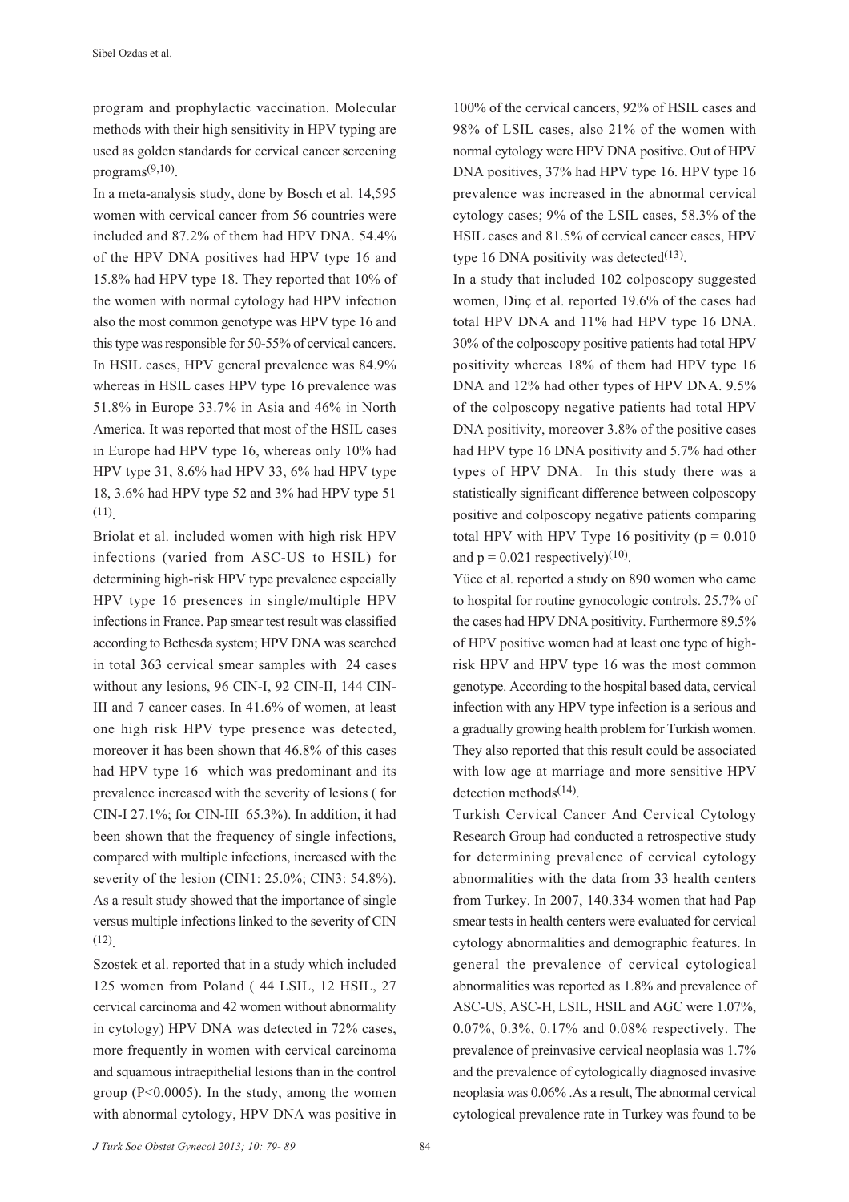program and prophylactic vaccination. Molecular methods with their high sensitivity in HPV typing are used as golden standards for cervical cancer screening programs[9,10].

In a meta-analysis study, done by Bosch et al. 14,595 women with cervical cancer from 56 countries were included and 87.2% of them had HPV DNA. 54.4% of the HPV DNA positives had HPV type 16 and 15.8% had HPV type 18. They reported that 10% of the women with normal cytology had HPV infection also the most common genotype was HPV type 16 and this type was responsible for 50-55% of cervical cancers. In HSIL cases, HPV general prevalence was 84.9% whereas in HSIL cases HPV type 16 prevalence was 51.8% in Europe 33.7% in Asia and 46% in North America. It was reported that most of the HSIL cases in Europe had HPV type 16, whereas only 10% had HPV type 31, 8.6% had HPV 33, 6% had HPV type 18, 3.6% had HPV type 52 and 3% had HPV type 51 [11].

Briolat et al. included women with high risk HPV infections (varied from ASC-US to HSIL) for determining high-risk HPV type prevalence especially HPV type 16 presences in single/multiple HPV infections in France. Pap smear test result was classified according to Bethesda system; HPV DNA was searched in total 363 cervical smear samples with 24 cases without any lesions, 96 CIN-I, 92 CIN-II, 144 CIN-III and 7 cancer cases. In 41.6% of women, at least one high risk HPV type presence was detected, moreover it has been shown that 46.8% of this cases had HPV type 16 which was predominant and its prevalence increased with the severity of lesions ( for CIN-I 27.1%; for CIN-III 65.3%). In addition, it had been shown that the frequency of single infections, compared with multiple infections, increased with the severity of the lesion (CIN1: 25.0%; CIN3: 54.8%). As a result study showed that the importance of single versus multiple infections linked to the severity of CIN [12].

Szostek et al. reported that in a study which included 125 women from Poland ( 44 LSIL, 12 HSIL, 27 cervical carcinoma and 42 women without abnormality in cytology) HPV DNA was detected in 72% cases, more frequently in women with cervical carcinoma and squamous intraepithelial lesions than in the control group ($P<0.0005$). In the study, among the women with abnormal cytology, HPV DNA was positive in 100% of the cervical cancers, 92% of HSIL cases and 98% of LSIL cases, also 21% of the women with normal cytology were HPV DNA positive. Out of HPV DNA positives, 37% had HPV type 16. HPV type 16 prevalence was increased in the abnormal cervical cytology cases; 9% of the LSIL cases, 58.3% of the HSIL cases and 81.5% of cervical cancer cases, HPV type 16 DNA positivity was detected[13].

In a study that included 102 colposcopy suggested women, Dinç et al. reported 19.6% of the cases had total HPV DNA and 11% had HPV type 16 DNA. 30% of the colposcopy positive patients had total HPV positivity whereas 18% of them had HPV type 16 DNA and 12% had other types of HPV DNA. 9.5% of the colposcopy negative patients had total HPV DNA positivity, moreover 3.8% of the positive cases had HPV type 16 DNA positivity and 5.7% had other types of HPV DNA. In this study there was a statistically significant difference between colposcopy positive and colposcopy negative patients comparing total HPV with HPV Type 16 positivity ($p = 0.010$ and $p = 0.021$ respectively)[10].

Yüce et al. reported a study on 890 women who came to hospital for routine gynocologic controls. 25.7% of the cases had HPV DNA positivity. Furthermore 89.5% of HPV positive women had at least one type of high-risk HPV and HPV type 16 was the most common genotype. According to the hospital based data, cervical infection with any HPV type infection is a serious and a gradually growing health problem for Turkish women. They also reported that this result could be associated with low age at marriage and more sensitive HPV detection methods[14].

Turkish Cervical Cancer And Cervical Cytology Research Group had conducted a retrospective study for determining prevalence of cervical cytology abnormalities with the data from 33 health centers from Turkey. In 2007, 140.334 women that had Pap smear tests in health centers were evaluated for cervical cytology abnormalities and demographic features. In general the prevalence of cervical cytological abnormalities was reported as 1.8% and prevalence of ASC-US, ASC-H, LSIL, HSIL and AGC were 1.07%, 0.07%, 0.3%, 0.17% and 0.08% respectively. The prevalence of preinvasive cervical neoplasia was 1.7% and the prevalence of cytologically diagnosed invasive neoplasia was 0.06% .As a result, The abnormal cervical cytological prevalence rate in Turkey was found to be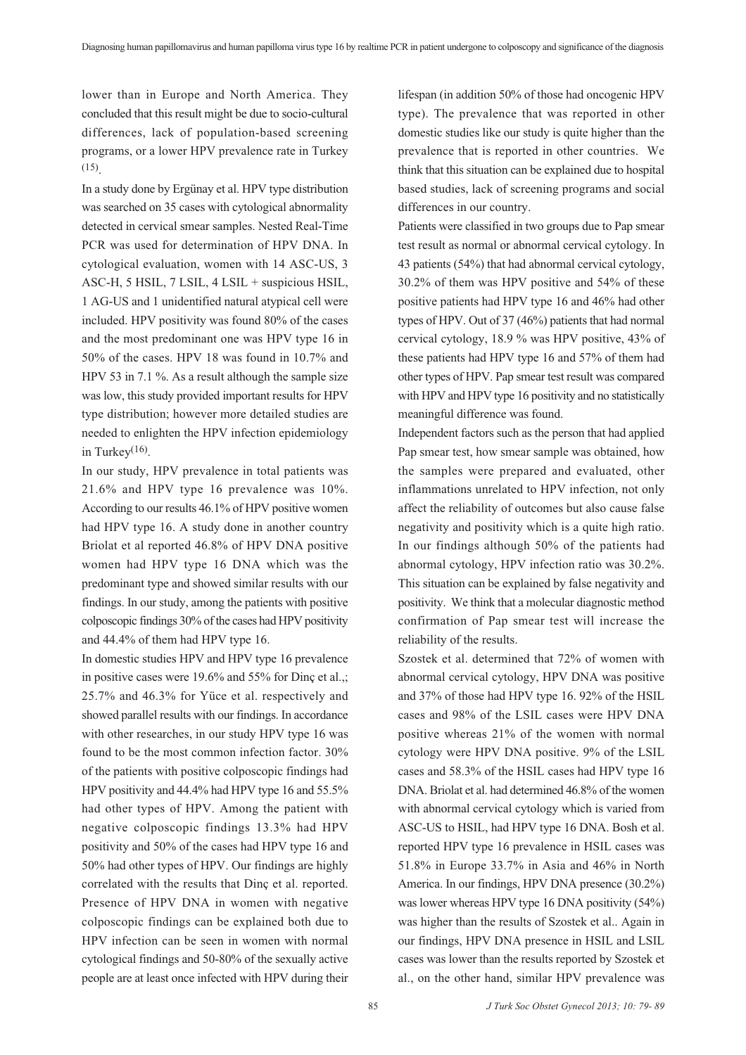lower than in Europe and North America. They concluded that this result might be due to socio-cultural differences, lack of population-based screening programs, or a lower HPV prevalence rate in Turkey [15].

In a study done by Ergünay et al. HPV type distribution was searched on 35 cases with cytological abnormality detected in cervical smear samples. Nested Real-Time PCR was used for determination of HPV DNA. In cytological evaluation, women with 14 ASC-US, 3 ASC-H, 5 HSIL, 7 LSIL, 4 LSIL + suspicious HSIL, 1 AG-US and 1 unidentified natural atypical cell were included. HPV positivity was found 80% of the cases and the most predominant one was HPV type 16 in 50% of the cases. HPV 18 was found in 10.7% and HPV 53 in 7.1 %. As a result although the sample size was low, this study provided important results for HPV type distribution; however more detailed studies are needed to enlighten the HPV infection epidemiology in Turkey[16].

In our study, HPV prevalence in total patients was 21.6% and HPV type 16 prevalence was 10%. According to our results 46.1% of HPV positive women had HPV type 16. A study done in another country Briolat et al reported 46.8% of HPV DNA positive women had HPV type 16 DNA which was the predominant type and showed similar results with our findings. In our study, among the patients with positive colposcopic findings 30% of the cases had HPV positivity and 44.4% of them had HPV type 16.

In domestic studies HPV and HPV type 16 prevalence in positive cases were 19.6% and 55% for Dinç et al.,; 25.7% and 46.3% for Yüce et al. respectively and showed parallel results with our findings. In accordance with other researches, in our study HPV type 16 was found to be the most common infection factor. 30% of the patients with positive colposcopic findings had HPV positivity and 44.4% had HPV type 16 and 55.5% had other types of HPV. Among the patient with negative colposcopic findings 13.3% had HPV positivity and 50% of the cases had HPV type 16 and 50% had other types of HPV. Our findings are highly correlated with the results that Dinç et al. reported. Presence of HPV DNA in women with negative colposcopic findings can be explained both due to HPV infection can be seen in women with normal cytological findings and 50-80% of the sexually active people are at least once infected with HPV during their lifespan (in addition 50% of those had oncogenic HPV type). The prevalence that was reported in other domestic studies like our study is quite higher than the prevalence that is reported in other countries. We think that this situation can be explained due to hospital based studies, lack of screening programs and social differences in our country.

Patients were classified in two groups due to Pap smear test result as normal or abnormal cervical cytology. In 43 patients (54%) that had abnormal cervical cytology, 30.2% of them was HPV positive and 54% of these positive patients had HPV type 16 and 46% had other types of HPV. Out of 37 (46%) patients that had normal cervical cytology, 18.9 % was HPV positive, 43% of these patients had HPV type 16 and 57% of them had other types of HPV. Pap smear test result was compared with HPV and HPV type 16 positivity and no statistically meaningful difference was found.

Independent factors such as the person that had applied Pap smear test, how smear sample was obtained, how the samples were prepared and evaluated, other inflammations unrelated to HPV infection, not only affect the reliability of outcomes but also cause false negativity and positivity which is a quite high ratio. In our findings although 50% of the patients had abnormal cytology, HPV infection ratio was 30.2%. This situation can be explained by false negativity and positivity. We think that a molecular diagnostic method confirmation of Pap smear test will increase the reliability of the results.

Szostek et al. determined that 72% of women with abnormal cervical cytology, HPV DNA was positive and 37% of those had HPV type 16. 92% of the HSIL cases and 98% of the LSIL cases were HPV DNA positive whereas 21% of the women with normal cytology were HPV DNA positive. 9% of the LSIL cases and 58.3% of the HSIL cases had HPV type 16 DNA. Briolat et al. had determined 46.8% of the women with abnormal cervical cytology which is varied from ASC-US to HSIL, had HPV type 16 DNA. Bosh et al. reported HPV type 16 prevalence in HSIL cases was 51.8% in Europe 33.7% in Asia and 46% in North America. In our findings, HPV DNA presence (30.2%) was lower whereas HPV type 16 DNA positivity (54%) was higher than the results of Szostek et al.. Again in our findings, HPV DNA presence in HSIL and LSIL cases was lower than the results reported by Szostek et al., on the other hand, similar HPV prevalence was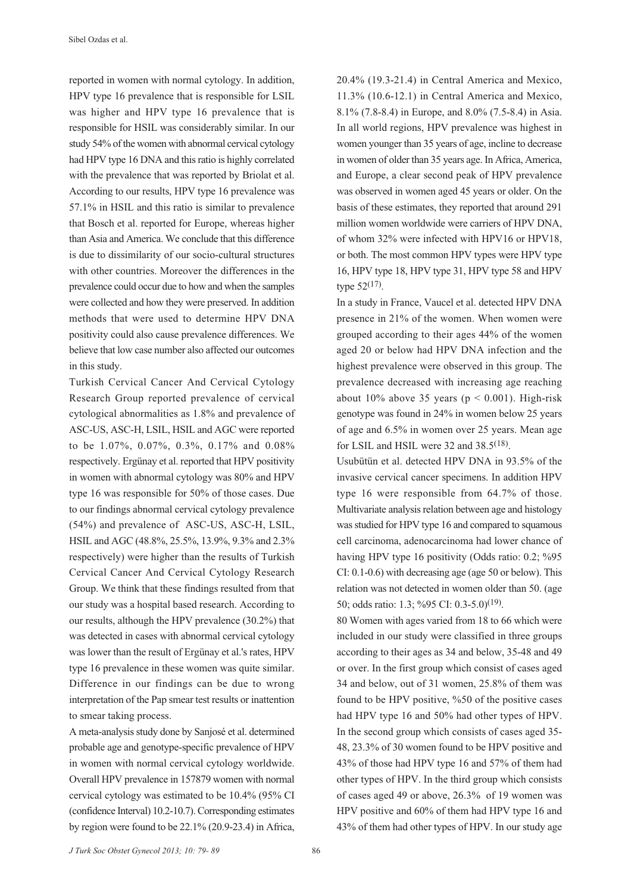reported in women with normal cytology. In addition, HPV type 16 prevalence that is responsible for LSIL was higher and HPV type 16 prevalence that is responsible for HSIL was considerably similar. In our study 54% of the women with abnormal cervical cytology had HPV type 16 DNA and this ratio is highly correlated with the prevalence that was reported by Briolat et al. According to our results, HPV type 16 prevalence was 57.1% in HSIL and this ratio is similar to prevalence that Bosch et al. reported for Europe, whereas higher than Asia and America. We conclude that this difference is due to dissimilarity of our socio-cultural structures with other countries. Moreover the differences in the prevalence could occur due to how and when the samples were collected and how they were preserved. In addition methods that were used to determine HPV DNA positivity could also cause prevalence differences. We believe that low case number also affected our outcomes in this study.

Turkish Cervical Cancer And Cervical Cytology Research Group reported prevalence of cervical cytological abnormalities as 1.8% and prevalence of ASC-US, ASC-H, LSIL, HSIL and AGC were reported to be 1.07%, 0.07%, 0.3%, 0.17% and 0.08% respectively. Ergünay et al. reported that HPV positivity in women with abnormal cytology was 80% and HPV type 16 was responsible for 50% of those cases. Due to our findings abnormal cervical cytology prevalence (54%) and prevalence of ASC-US, ASC-H, LSIL, HSIL and AGC (48.8%, 25.5%, 13.9%, 9.3% and 2.3% respectively) were higher than the results of Turkish Cervical Cancer And Cervical Cytology Research Group. We think that these findings resulted from that our study was a hospital based research. According to our results, although the HPV prevalence (30.2%) that was detected in cases with abnormal cervical cytology was lower than the result of Ergünay et al.'s rates, HPV type 16 prevalence in these women was quite similar. Difference in our findings can be due to wrong interpretation of the Pap smear test results or inattention to smear taking process.

A meta-analysis study done by Sanjosé et al. determined probable age and genotype-specific prevalence of HPV in women with normal cervical cytology worldwide. Overall HPV prevalence in 157879 women with normal cervical cytology was estimated to be 10.4% (95% CI (confidence Interval) 10.2-10.7). Corresponding estimates by region were found to be 22.1% (20.9-23.4) in Africa, 20.4% (19.3-21.4) in Central America and Mexico, 11.3% (10.6-12.1) in Central America and Mexico, 8.1% (7.8-8.4) in Europe, and 8.0% (7.5-8.4) in Asia. In all world regions, HPV prevalence was highest in women younger than 35 years of age, incline to decrease in women of older than 35 years age. In Africa, America, and Europe, a clear second peak of HPV prevalence was observed in women aged 45 years or older. On the basis of these estimates, they reported that around 291 million women worldwide were carriers of HPV DNA, of whom 32% were infected with HPV16 or HPV18, or both. The most common HPV types were HPV type 16, HPV type 18, HPV type 31, HPV type 58 and HPV type 52[17].

In a study in France, Vaucel et al. detected HPV DNA presence in 21% of the women. When women were grouped according to their ages 44% of the women aged 20 or below had HPV DNA infection and the highest prevalence were observed in this group. The prevalence decreased with increasing age reaching about 10% above 35 years ($p < 0.001$). High-risk genotype was found in 24% in women below 25 years of age and 6.5% in women over 25 years. Mean age for LSIL and HSIL were 32 and 38.5[18].

Usubütün et al. detected HPV DNA in 93.5% of the invasive cervical cancer specimens. In addition HPV type 16 were responsible from 64.7% of those. Multivariate analysis relation between age and histology was studied for HPV type 16 and compared to squamous cell carcinoma, adenocarcinoma had lower chance of having HPV type 16 positivity (Odds ratio: 0.2; %95 CI: 0.1-0.6) with decreasing age (age 50 or below). This relation was not detected in women older than 50. (age 50; odds ratio: 1.3; %95 CI: 0.3-5.0)[19].

80 Women with ages varied from 18 to 66 which were included in our study were classified in three groups according to their ages as 34 and below, 35-48 and 49 or over. In the first group which consist of cases aged 34 and below, out of 31 women, 25.8% of them was found to be HPV positive, %50 of the positive cases had HPV type 16 and 50% had other types of HPV. In the second group which consists of cases aged 35-48, 23.3% of 30 women found to be HPV positive and 43% of those had HPV type 16 and 57% of them had other types of HPV. In the third group which consists of cases aged 49 or above, 26.3% of 19 women was HPV positive and 60% of them had HPV type 16 and 43% of them had other types of HPV. In our study age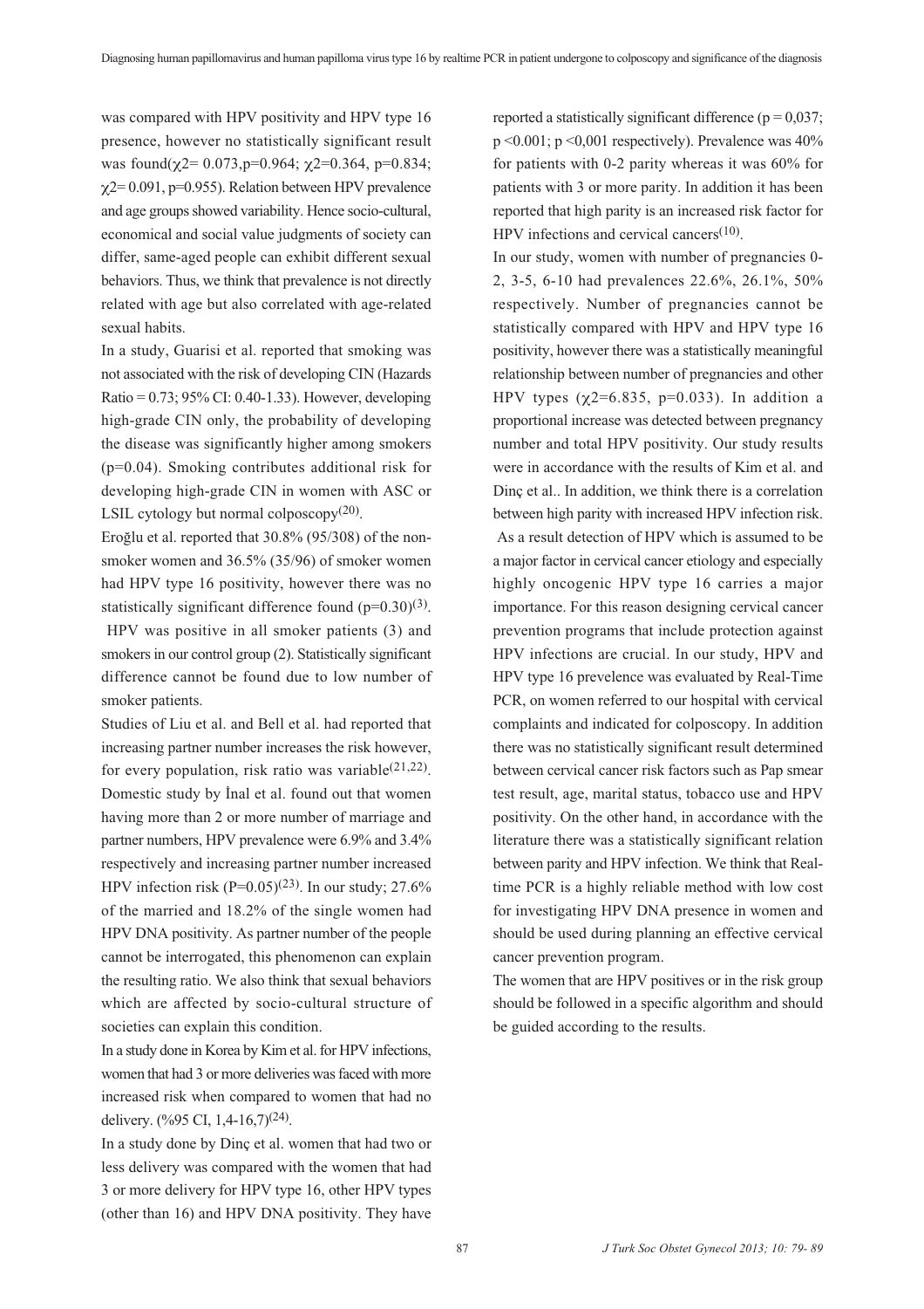was compared with HPV positivity and HPV type 16 presence, however no statistically significant result was found($\chi 2= 0.073, p=0.964$; $\chi 2=0.364$, $p=0.834$; $\chi 2= 0.091$, $p=0.955$). Relation between HPV prevalence and age groups showed variability. Hence socio-cultural, economical and social value judgments of society can differ, same-aged people can exhibit different sexual behaviors. Thus, we think that prevalence is not directly related with age but also correlated with age-related sexual habits.

In a study, Guarisi et al. reported that smoking was not associated with the risk of developing CIN (Hazards Ratio = 0.73; 95% CI: 0.40-1.33). However, developing high-grade CIN only, the probability of developing the disease was significantly higher among smokers (p=0.04). Smoking contributes additional risk for developing high-grade CIN in women with ASC or LSIL cytology but normal colposcopy[20].

Eroğlu et al. reported that 30.8% (95/308) of the non-smoker women and 36.5% (35/96) of smoker women had HPV type 16 positivity, however there was no statistically significant difference found (p=0.30)[3].

HPV was positive in all smoker patients (3) and smokers in our control group (2). Statistically significant difference cannot be found due to low number of smoker patients.

Studies of Liu et al. and Bell et al. had reported that increasing partner number increases the risk however, for every population, risk ratio was variable[21,22]. Domestic study by İnal et al. found out that women having more than 2 or more number of marriage and partner numbers, HPV prevalence were 6.9% and 3.4% respectively and increasing partner number increased HPV infection risk (P=0.05)[23]. In our study; 27.6% of the married and 18.2% of the single women had HPV DNA positivity. As partner number of the people cannot be interrogated, this phenomenon can explain the resulting ratio. We also think that sexual behaviors which are affected by socio-cultural structure of societies can explain this condition.

In a study done in Korea by Kim et al. for HPV infections, women that had 3 or more deliveries was faced with more increased risk when compared to women that had no delivery. (%95 CI, 1,4-16,7)[24].

In a study done by Dinç et al. women that had two or less delivery was compared with the women that had 3 or more delivery for HPV type 16, other HPV types (other than 16) and HPV DNA positivity. They have reported a statistically significant difference ($p = 0{,}037$; $p < 0.001$; $p < 0{,}001$ respectively). Prevalence was 40% for patients with 0-2 parity whereas it was 60% for patients with 3 or more parity. In addition it has been reported that high parity is an increased risk factor for HPV infections and cervical cancers[10].

In our study, women with number of pregnancies 0-2, 3-5, 6-10 had prevalences 22.6%, 26.1%, 50% respectively. Number of pregnancies cannot be statistically compared with HPV and HPV type 16 positivity, however there was a statistically meaningful relationship between number of pregnancies and other HPV types ($\chi 2=6.835$, $p=0.033$). In addition a proportional increase was detected between pregnancy number and total HPV positivity. Our study results were in accordance with the results of Kim et al. and Dinç et al.. In addition, we think there is a correlation between high parity with increased HPV infection risk.

As a result detection of HPV which is assumed to be a major factor in cervical cancer etiology and especially highly oncogenic HPV type 16 carries a major importance. For this reason designing cervical cancer prevention programs that include protection against HPV infections are crucial. In our study, HPV and HPV type 16 prevelence was evaluated by Real-Time PCR, on women referred to our hospital with cervical complaints and indicated for colposcopy. In addition there was no statistically significant result determined between cervical cancer risk factors such as Pap smear test result, age, marital status, tobacco use and HPV positivity. On the other hand, in accordance with the literature there was a statistically significant relation between parity and HPV infection. We think that Real-time PCR is a highly reliable method with low cost for investigating HPV DNA presence in women and should be used during planning an effective cervical cancer prevention program.

The women that are HPV positives or in the risk group should be followed in a specific algorithm and should be guided according to the results.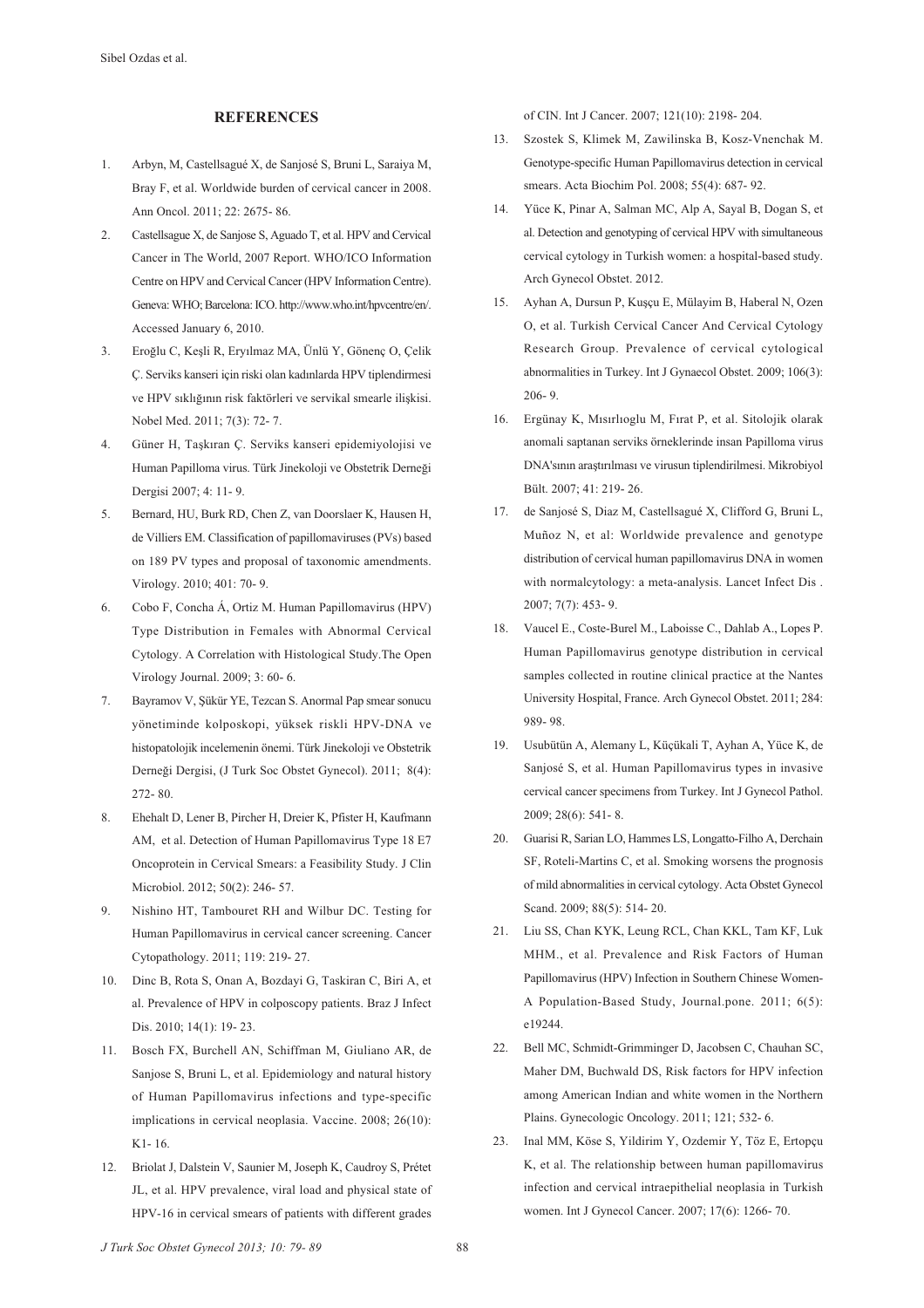## REFERENCES

1. Arbyn, M, Castellsagué X, de Sanjosé S, Bruni L, Saraiya M, Bray F, et al. Worldwide burden of cervical cancer in 2008. Ann Oncol. 2011; 22: 2675- 86.
2. Castellsague X, de Sanjose S, Aguado T, et al. HPV and Cervical Cancer in The World, 2007 Report. WHO/ICO Information Centre on HPV and Cervical Cancer (HPV Information Centre). Geneva: WHO; Barcelona: ICO. http://www.who.int/hpvcentre/en/. Accessed January 6, 2010.
3. Eroğlu C, Keşli R, Eryılmaz MA, Ünlü Y, Gönenç O, Çelik Ç. Serviks kanseri için riski olan kadınlarda HPV tiplendirmesi ve HPV sıklığının risk faktörleri ve servikal smearle ilişkisi. Nobel Med. 2011; 7(3): 72- 7.
4. Güner H, Taşkıran Ç. Serviks kanseri epidemiyolojisi ve Human Papilloma virus. Türk Jinekoloji ve Obstetrik Derneği Dergisi 2007; 4: 11- 9.
5. Bernard, HU, Burk RD, Chen Z, van Doorslaer K, Hausen H, de Villiers EM. Classification of papillomaviruses (PVs) based on 189 PV types and proposal of taxonomic amendments. Virology. 2010; 401: 70- 9.
6. Cobo F, Concha Á, Ortiz M. Human Papillomavirus (HPV) Type Distribution in Females with Abnormal Cervical Cytology. A Correlation with Histological Study.The Open Virology Journal. 2009; 3: 60- 6.
7. Bayramov V, Şükür YE, Tezcan S. Anormal Pap smear sonucu yönetiminde kolposkopi, yüksek riskli HPV-DNA ve histopatolojik incelemenin önemi. Türk Jinekoloji ve Obstetrik Derneği Dergisi, (J Turk Soc Obstet Gynecol). 2011; 8(4): 272- 80.
8. Ehehalt D, Lener B, Pircher H, Dreier K, Pfister H, Kaufmann AM, et al. Detection of Human Papillomavirus Type 18 E7 Oncoprotein in Cervical Smears: a Feasibility Study. J Clin Microbiol. 2012; 50(2): 246- 57.
9. Nishino HT, Tambouret RH and Wilbur DC. Testing for Human Papillomavirus in cervical cancer screening. Cancer Cytopathology. 2011; 119: 219- 27.
10. Dinc B, Rota S, Onan A, Bozdayi G, Taskiran C, Biri A, et al. Prevalence of HPV in colposcopy patients. Braz J Infect Dis. 2010; 14(1): 19- 23.
11. Bosch FX, Burchell AN, Schiffman M, Giuliano AR, de Sanjose S, Bruni L, et al. Epidemiology and natural history of Human Papillomavirus infections and type-specific implications in cervical neoplasia. Vaccine. 2008; 26(10): K1- 16.
12. Briolat J, Dalstein V, Saunier M, Joseph K, Caudroy S, Prétet JL, et al. HPV prevalence, viral load and physical state of HPV-16 in cervical smears of patients with different grades of CIN. Int J Cancer. 2007; 121(10): 2198- 204.
13. Szostek S, Klimek M, Zawilinska B, Kosz-Vnenchak M. Genotype-specific Human Papillomavirus detection in cervical smears. Acta Biochim Pol. 2008; 55(4): 687- 92.
14. Yüce K, Pinar A, Salman MC, Alp A, Sayal B, Dogan S, et al. Detection and genotyping of cervical HPV with simultaneous cervical cytology in Turkish women: a hospital-based study. Arch Gynecol Obstet. 2012.
15. Ayhan A, Dursun P, Kuşçu E, Mülayim B, Haberal N, Ozen O, et al. Turkish Cervical Cancer And Cervical Cytology Research Group. Prevalence of cervical cytological abnormalities in Turkey. Int J Gynaecol Obstet. 2009; 106(3): 206- 9.
16. Ergünay K, Mısırlıoglu M, Fırat P, et al. Sitolojik olarak anomali saptanan serviks örneklerinde insan Papilloma virus DNA'sının araştırılması ve virusun tiplendirilmesi. Mikrobiyol Bült. 2007; 41: 219- 26.
17. de Sanjosé S, Diaz M, Castellsagué X, Clifford G, Bruni L, Muñoz N, et al: Worldwide prevalence and genotype distribution of cervical human papillomavirus DNA in women with normalcytology: a meta-analysis. Lancet Infect Dis . 2007; 7(7): 453- 9.
18. Vaucel E., Coste-Burel M., Laboisse C., Dahlab A., Lopes P. Human Papillomavirus genotype distribution in cervical samples collected in routine clinical practice at the Nantes University Hospital, France. Arch Gynecol Obstet. 2011; 284: 989- 98.
19. Usubütün A, Alemany L, Küçükali T, Ayhan A, Yüce K, de Sanjosé S, et al. Human Papillomavirus types in invasive cervical cancer specimens from Turkey. Int J Gynecol Pathol. 2009; 28(6): 541- 8.
20. Guarisi R, Sarian LO, Hammes LS, Longatto-Filho A, Derchain SF, Roteli-Martins C, et al. Smoking worsens the prognosis of mild abnormalities in cervical cytology. Acta Obstet Gynecol Scand. 2009; 88(5): 514- 20.
21. Liu SS, Chan KYK, Leung RCL, Chan KKL, Tam KF, Luk MHM., et al. Prevalence and Risk Factors of Human Papillomavirus (HPV) Infection in Southern Chinese Women- A Population-Based Study, Journal.pone. 2011; 6(5): e19244.
22. Bell MC, Schmidt-Grimminger D, Jacobsen C, Chauhan SC, Maher DM, Buchwald DS, Risk factors for HPV infection among American Indian and white women in the Northern Plains. Gynecologic Oncology. 2011; 121; 532- 6.
23. Inal MM, Köse S, Yildirim Y, Ozdemir Y, Töz E, Ertopçu K, et al. The relationship between human papillomavirus infection and cervical intraepithelial neoplasia in Turkish women. Int J Gynecol Cancer. 2007; 17(6): 1266- 70.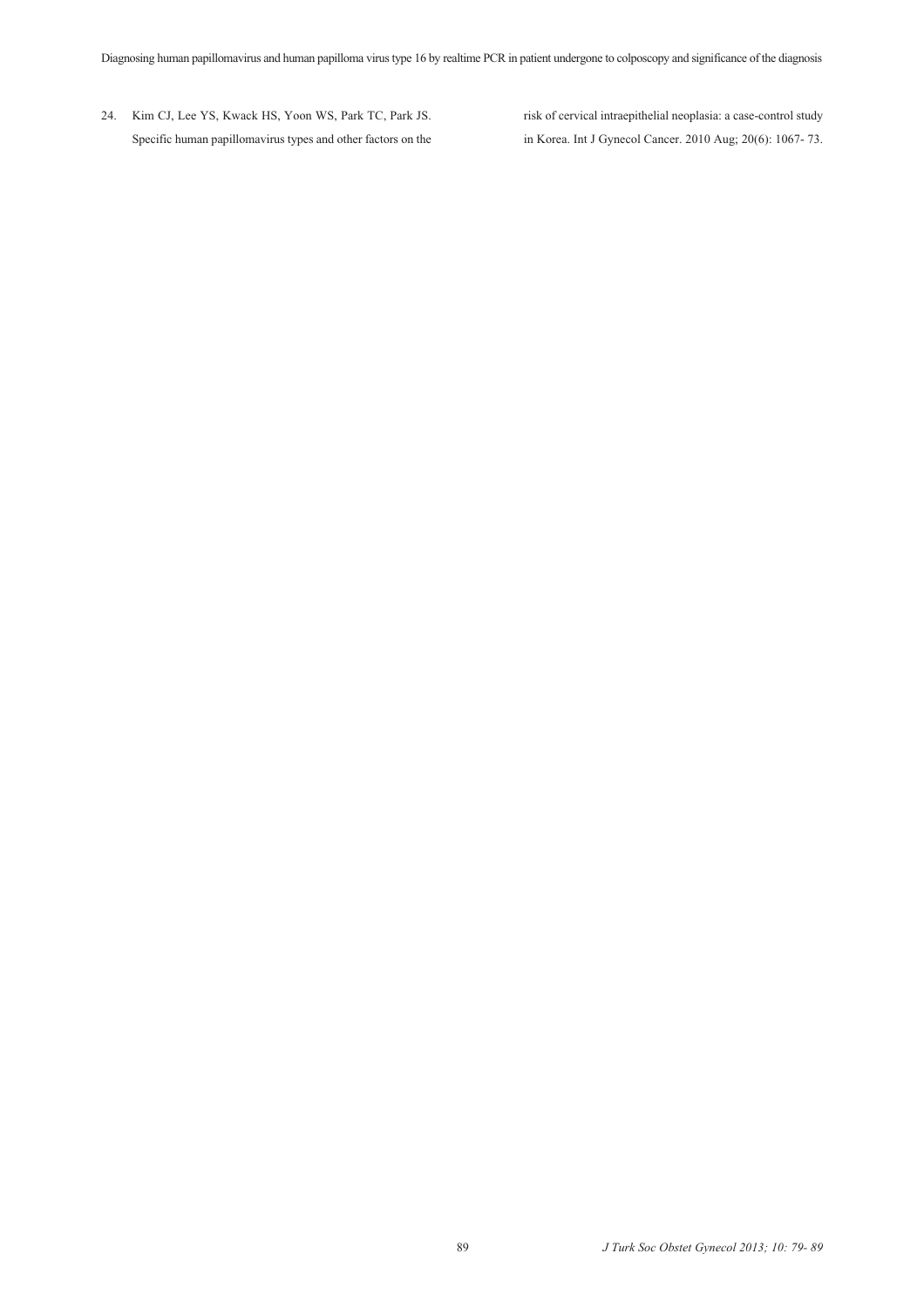24. Kim CJ, Lee YS, Kwack HS, Yoon WS, Park TC, Park JS. Specific human papillomavirus types and other factors on the risk of cervical intraepithelial neoplasia: a case-control study in Korea. Int J Gynecol Cancer. 2010 Aug; 20(6): 1067- 73.